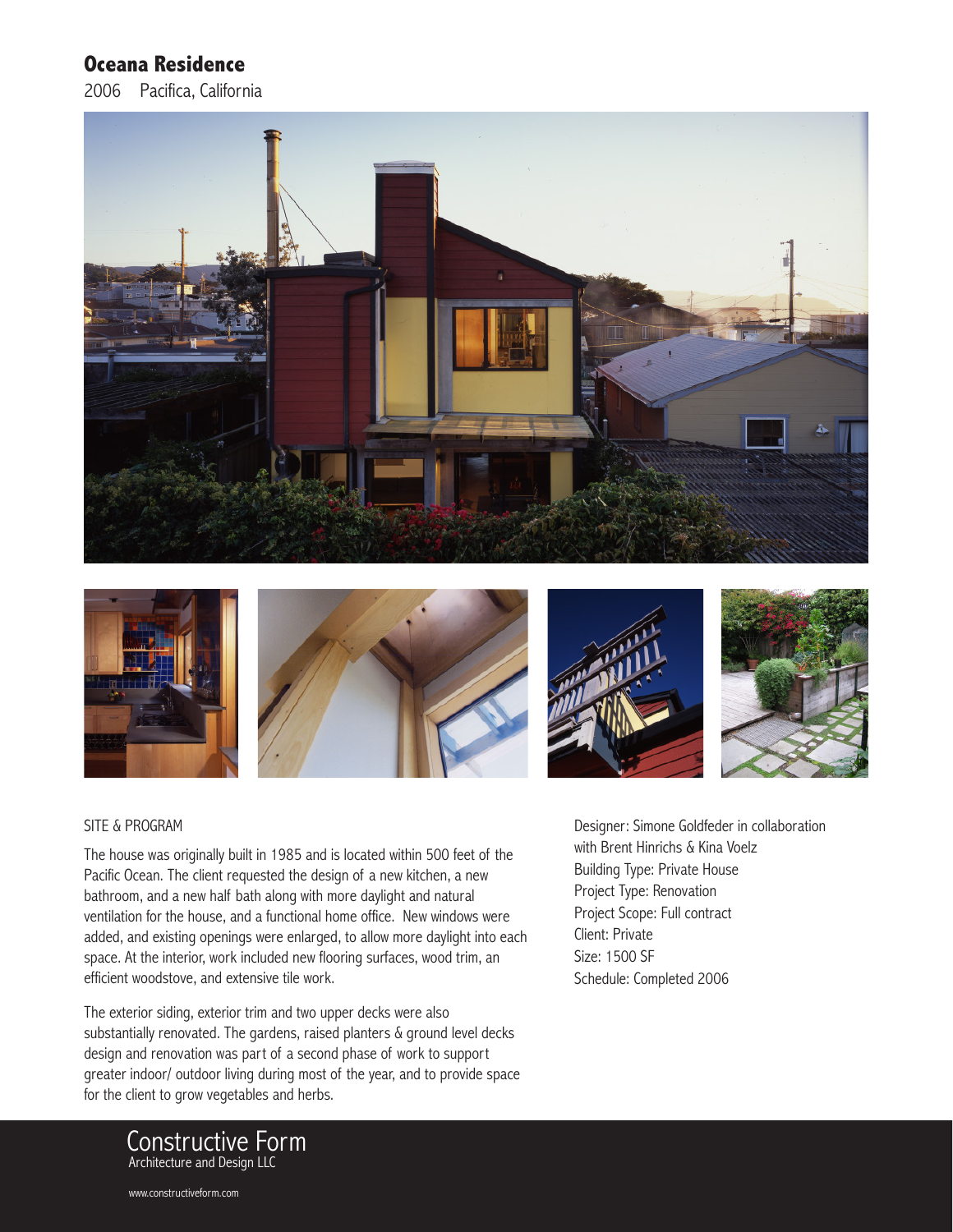# Oceana Residence

2006 Pacifica, California

SITE & PROGRAM

The house was originally built in 1985 and is located within 500 feet of the Pacific Ocean. The client requested the design of a new kitchen, a new bathroom, and a new half bath along with more daylight and natural ventilation for the house, and a functional home office. New windows were added, and existing openings were enlarged, to allow more daylight into each space. At the interior, work included new flooring surfaces, wood trim, an efficient woodstove, and extensive tile work.

The exterior siding, exterior trim and two upper decks were also substantially renovated. The gardens, raised planters & ground level decks design and renovation was part of a second phase of work to support greater indoor/ outdoor living during most of the year, and to provide space for the client to grow vegetables and herbs.

Designer: Simone Goldfeder in collaboration with Brent Hinrichs & Kina Voelz
Building Type: Private House
Project Type: Renovation
Project Scope: Full contract
Client: Private
Size: 1500 SF
Schedule: Completed 2006

Constructive Form
Architecture and Design LLC

www.constructiveform.com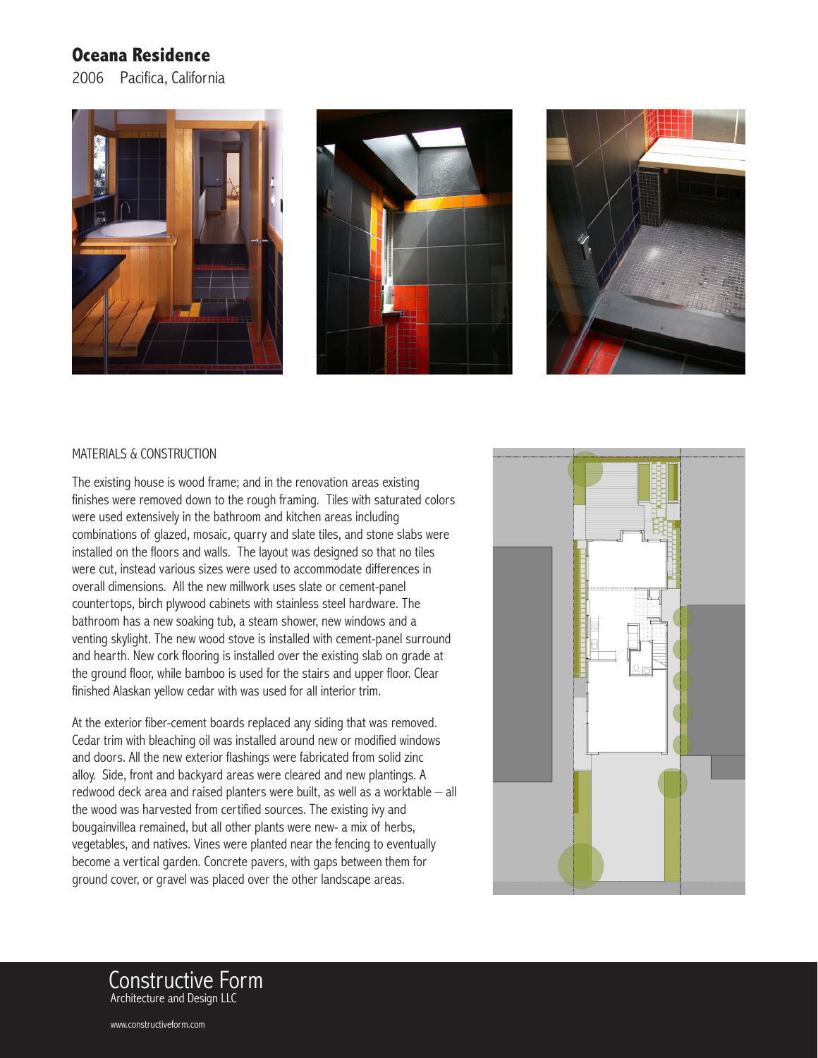# Oceana Residence

2006 Pacifica, California

## MATERIALS & CONSTRUCTION

The existing house is wood frame; and in the renovation areas existing finishes were removed down to the rough framing. Tiles with saturated colors were used extensively in the bathroom and kitchen areas including combinations of glazed, mosaic, quarry and slate tiles, and stone slabs were installed on the floors and walls. The layout was designed so that no tiles were cut, instead various sizes were used to accommodate differences in overall dimensions. All the new millwork uses slate or cement-panel countertops, birch plywood cabinets with stainless steel hardware. The bathroom has a new soaking tub, a steam shower, new windows and a venting skylight. The new wood stove is installed with cement-panel surround and hearth. New cork flooring is installed over the existing slab on grade at the ground floor, while bamboo is used for the stairs and upper floor. Clear finished Alaskan yellow cedar with was used for all interior trim.

At the exterior fiber-cement boards replaced any siding that was removed. Cedar trim with bleaching oil was installed around new or modified windows and doors. All the new exterior flashings were fabricated from solid zinc alloy. Side, front and backyard areas were cleared and new plantings. A redwood deck area and raised planters were built, as well as a worktable – all the wood was harvested from certified sources. The existing ivy and bougainvillea remained, but all other plants were new- a mix of herbs, vegetables, and natives. Vines were planted near the fencing to eventually become a vertical garden. Concrete pavers, with gaps between them for ground cover, or gravel was placed over the other landscape areas.

Constructive Form
Architecture and Design LLC

www.constructiveform.com